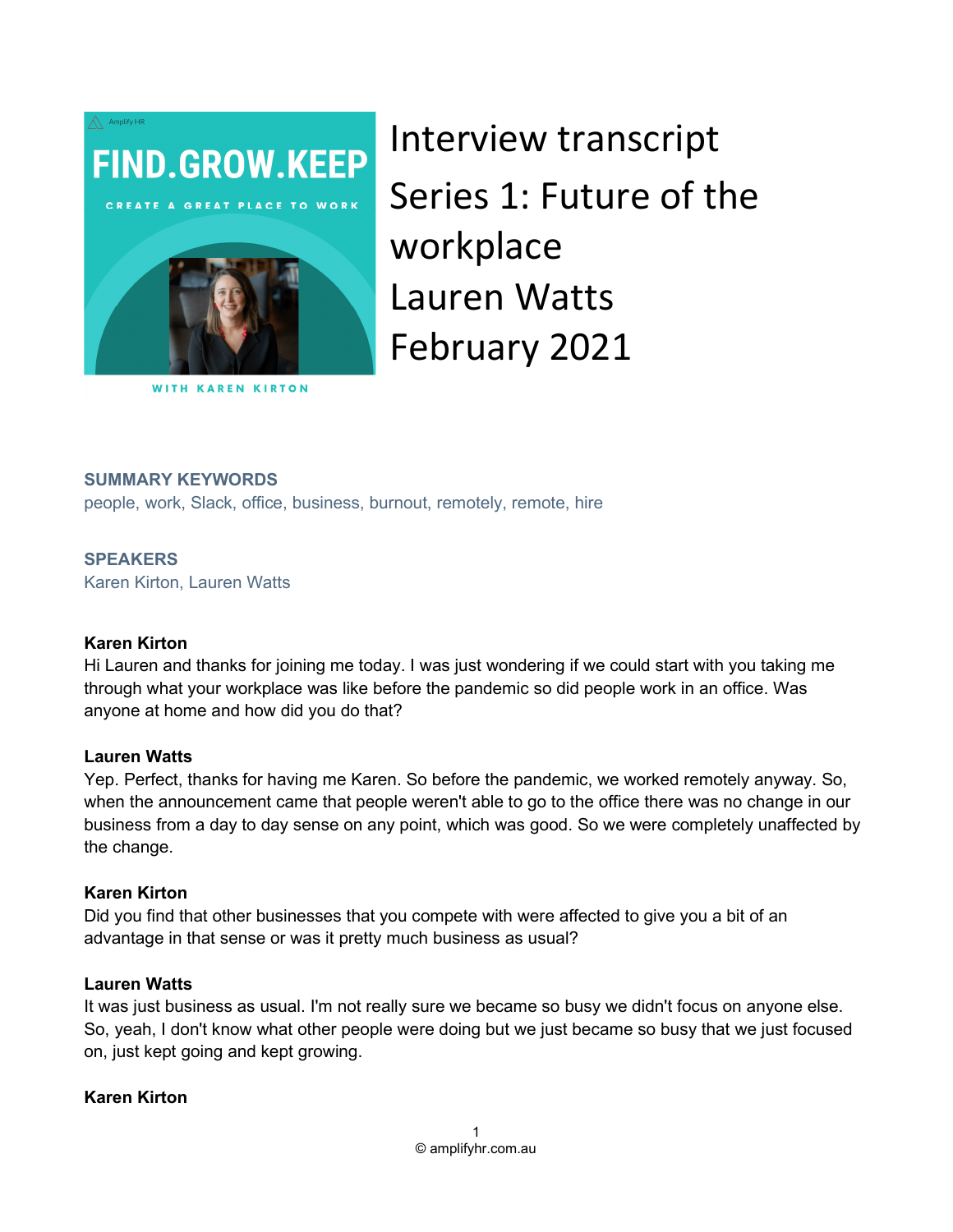# Interview transcript

## Series 1: Future of the workplace

## Lauren Watts

## February 2021

**SUMMARY KEYWORDS**

people, work, Slack, office, business, burnout, remotely, remote, hire

**SPEAKERS**

Karen Kirton, Lauren Watts

**Karen Kirton**

Hi Lauren and thanks for joining me today. I was just wondering if we could start with you taking me through what your workplace was like before the pandemic so did people work in an office. Was anyone at home and how did you do that?

**Lauren Watts**

Yep. Perfect, thanks for having me Karen. So before the pandemic, we worked remotely anyway. So, when the announcement came that people weren't able to go to the office there was no change in our business from a day to day sense on any point, which was good. So we were completely unaffected by the change.

**Karen Kirton**

Did you find that other businesses that you compete with were affected to give you a bit of an advantage in that sense or was it pretty much business as usual?

**Lauren Watts**

It was just business as usual. I'm not really sure we became so busy we didn't focus on anyone else. So, yeah, I don't know what other people were doing but we just became so busy that we just focused on, just kept going and kept growing.

**Karen Kirton**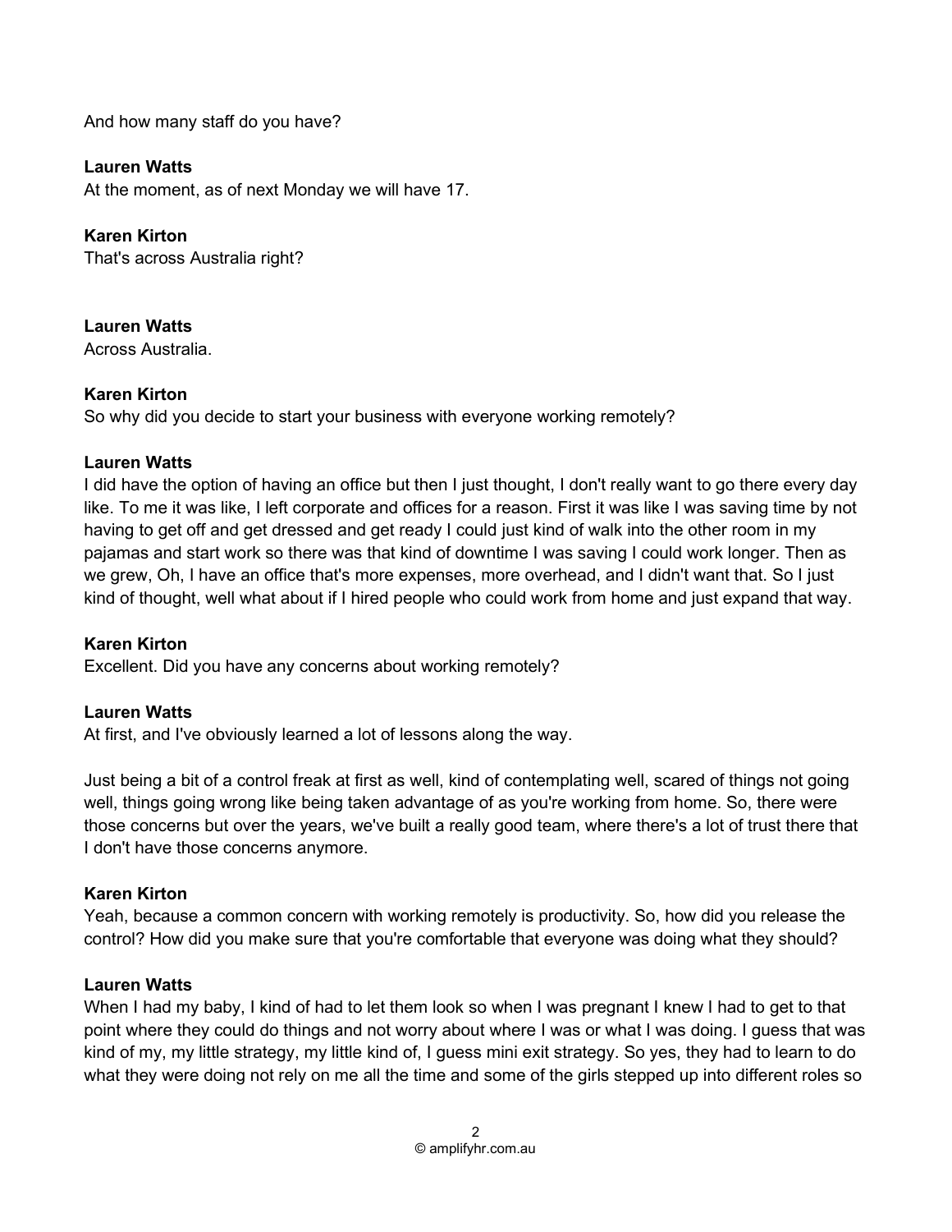And how many staff do you have?

**Lauren Watts**
At the moment, as of next Monday we will have 17.

**Karen Kirton**
That's across Australia right?

**Lauren Watts**
Across Australia.

**Karen Kirton**
So why did you decide to start your business with everyone working remotely?

**Lauren Watts**
I did have the option of having an office but then I just thought, I don't really want to go there every day like. To me it was like, I left corporate and offices for a reason. First it was like I was saving time by not having to get off and get dressed and get ready I could just kind of walk into the other room in my pajamas and start work so there was that kind of downtime I was saving I could work longer. Then as we grew, Oh, I have an office that's more expenses, more overhead, and I didn't want that. So I just kind of thought, well what about if I hired people who could work from home and just expand that way.

**Karen Kirton**
Excellent. Did you have any concerns about working remotely?

**Lauren Watts**
At first, and I've obviously learned a lot of lessons along the way.

Just being a bit of a control freak at first as well, kind of contemplating well, scared of things not going well, things going wrong like being taken advantage of as you're working from home. So, there were those concerns but over the years, we've built a really good team, where there's a lot of trust there that I don't have those concerns anymore.

**Karen Kirton**
Yeah, because a common concern with working remotely is productivity. So, how did you release the control? How did you make sure that you're comfortable that everyone was doing what they should?

**Lauren Watts**
When I had my baby, I kind of had to let them look so when I was pregnant I knew I had to get to that point where they could do things and not worry about where I was or what I was doing. I guess that was kind of my, my little strategy, my little kind of, I guess mini exit strategy. So yes, they had to learn to do what they were doing not rely on me all the time and some of the girls stepped up into different roles so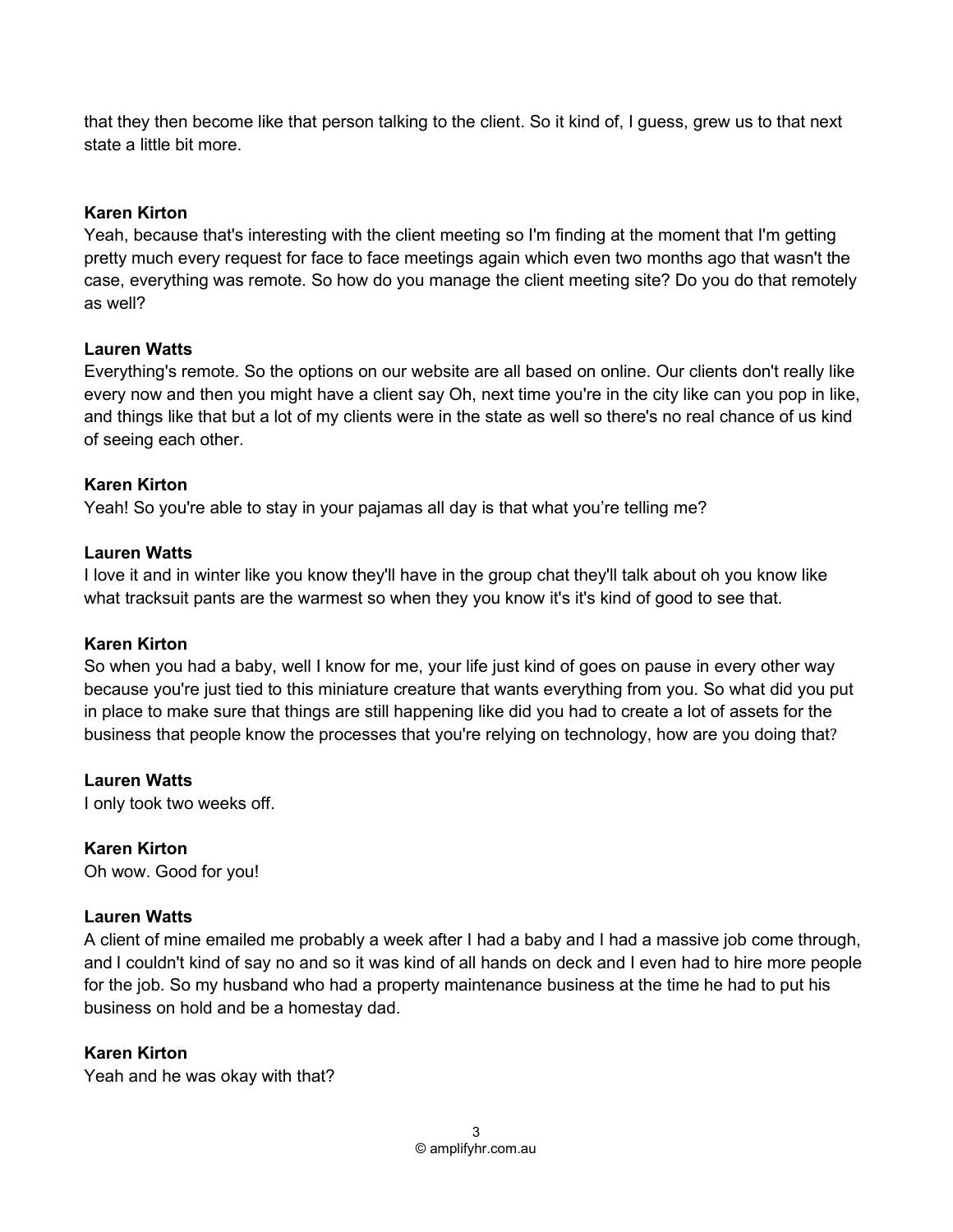that they then become like that person talking to the client. So it kind of, I guess, grew us to that next state a little bit more.

**Karen Kirton**
Yeah, because that's interesting with the client meeting so I'm finding at the moment that I'm getting pretty much every request for face to face meetings again which even two months ago that wasn't the case, everything was remote. So how do you manage the client meeting site? Do you do that remotely as well?

**Lauren Watts**
Everything's remote. So the options on our website are all based on online. Our clients don't really like every now and then you might have a client say Oh, next time you're in the city like can you pop in like, and things like that but a lot of my clients were in the state as well so there's no real chance of us kind of seeing each other.

**Karen Kirton**
Yeah! So you're able to stay in your pajamas all day is that what you're telling me?

**Lauren Watts**
I love it and in winter like you know they'll have in the group chat they'll talk about oh you know like what tracksuit pants are the warmest so when they you know it's it's kind of good to see that.

**Karen Kirton**
So when you had a baby, well I know for me, your life just kind of goes on pause in every other way because you're just tied to this miniature creature that wants everything from you. So what did you put in place to make sure that things are still happening like did you had to create a lot of assets for the business that people know the processes that you're relying on technology, how are you doing that?

**Lauren Watts**
I only took two weeks off.

**Karen Kirton**
Oh wow. Good for you!

**Lauren Watts**
A client of mine emailed me probably a week after I had a baby and I had a massive job come through, and I couldn't kind of say no and so it was kind of all hands on deck and I even had to hire more people for the job. So my husband who had a property maintenance business at the time he had to put his business on hold and be a homestay dad.

**Karen Kirton**
Yeah and he was okay with that?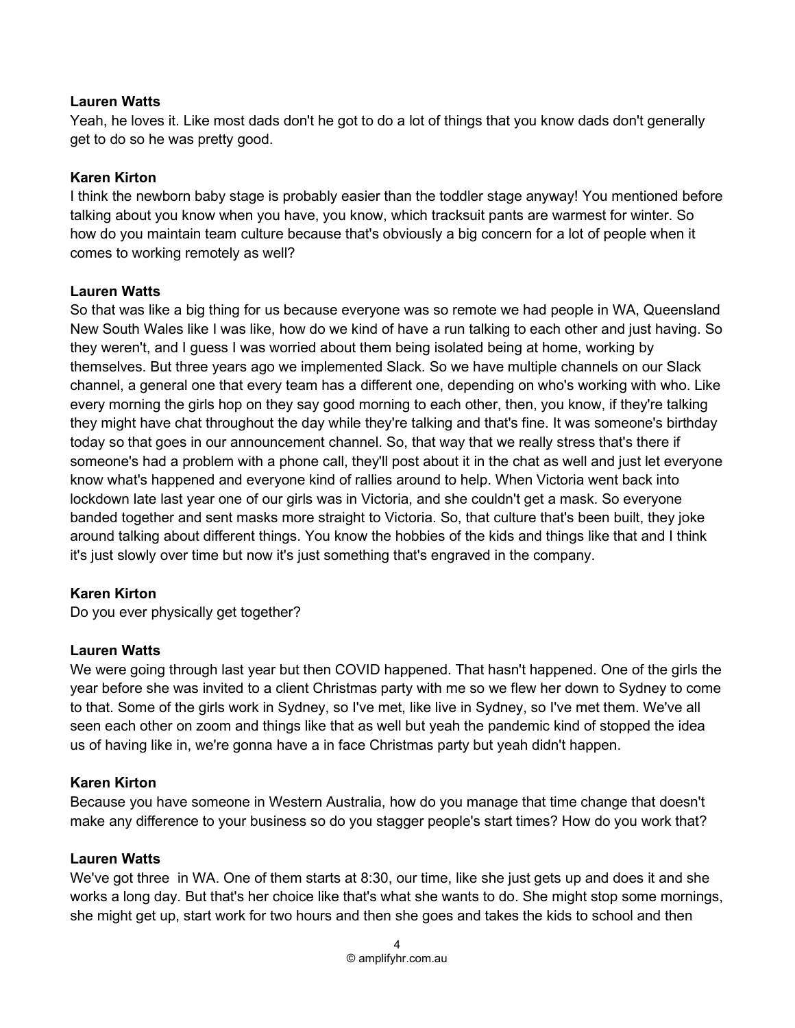**Lauren Watts**
Yeah, he loves it. Like most dads don't he got to do a lot of things that you know dads don't generally get to do so he was pretty good.

**Karen Kirton**
I think the newborn baby stage is probably easier than the toddler stage anyway! You mentioned before talking about you know when you have, you know, which tracksuit pants are warmest for winter. So how do you maintain team culture because that's obviously a big concern for a lot of people when it comes to working remotely as well?

**Lauren Watts**
So that was like a big thing for us because everyone was so remote we had people in WA, Queensland New South Wales like I was like, how do we kind of have a run talking to each other and just having. So they weren't, and I guess I was worried about them being isolated being at home, working by themselves. But three years ago we implemented Slack. So we have multiple channels on our Slack channel, a general one that every team has a different one, depending on who's working with who. Like every morning the girls hop on they say good morning to each other, then, you know, if they're talking they might have chat throughout the day while they're talking and that's fine. It was someone's birthday today so that goes in our announcement channel. So, that way that we really stress that's there if someone's had a problem with a phone call, they'll post about it in the chat as well and just let everyone know what's happened and everyone kind of rallies around to help. When Victoria went back into lockdown late last year one of our girls was in Victoria, and she couldn't get a mask. So everyone banded together and sent masks more straight to Victoria. So, that culture that's been built, they joke around talking about different things. You know the hobbies of the kids and things like that and I think it's just slowly over time but now it's just something that's engraved in the company.

**Karen Kirton**
Do you ever physically get together?

**Lauren Watts**
We were going through last year but then COVID happened. That hasn't happened. One of the girls the year before she was invited to a client Christmas party with me so we flew her down to Sydney to come to that. Some of the girls work in Sydney, so I've met, like live in Sydney, so I've met them. We've all seen each other on zoom and things like that as well but yeah the pandemic kind of stopped the idea us of having like in, we're gonna have a in face Christmas party but yeah didn't happen.

**Karen Kirton**
Because you have someone in Western Australia, how do you manage that time change that doesn't make any difference to your business so do you stagger people's start times? How do you work that?

**Lauren Watts**
We've got three in WA. One of them starts at 8:30, our time, like she just gets up and does it and she works a long day. But that's her choice like that's what she wants to do. She might stop some mornings, she might get up, start work for two hours and then she goes and takes the kids to school and then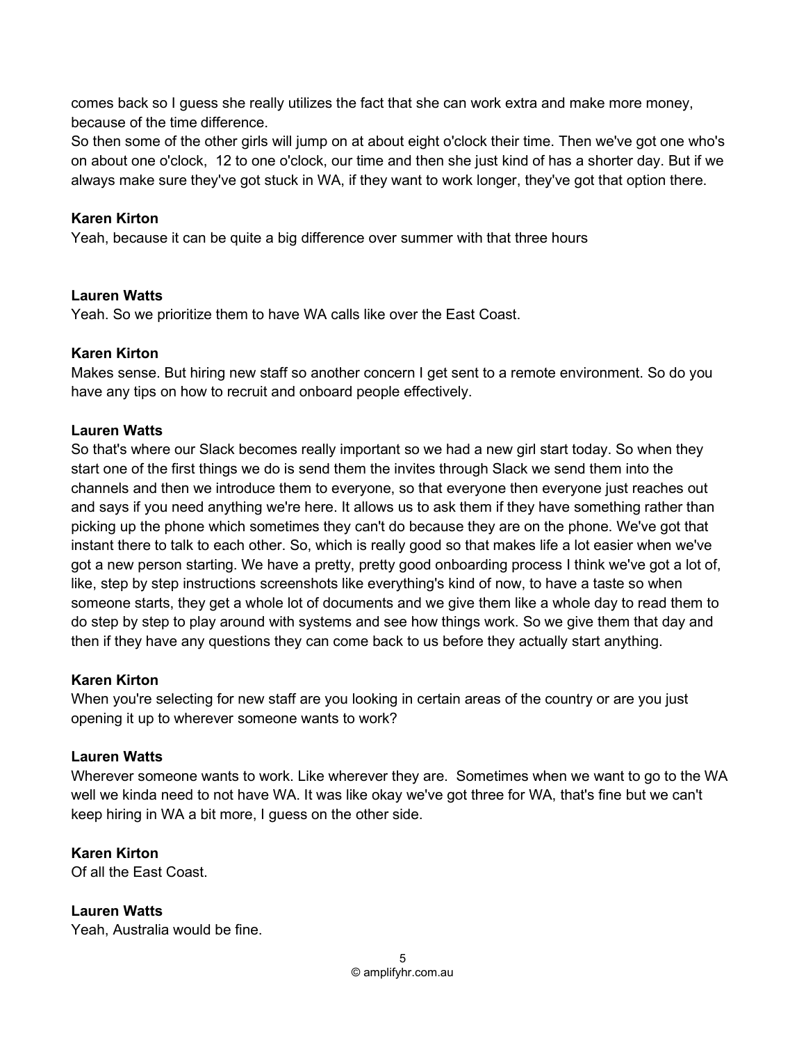comes back so I guess she really utilizes the fact that she can work extra and make more money, because of the time difference.

So then some of the other girls will jump on at about eight o'clock their time. Then we've got one who's on about one o'clock,  12 to one o'clock, our time and then she just kind of has a shorter day. But if we always make sure they've got stuck in WA, if they want to work longer, they've got that option there.

**Karen Kirton**

Yeah, because it can be quite a big difference over summer with that three hours

**Lauren Watts**

Yeah. So we prioritize them to have WA calls like over the East Coast.

**Karen Kirton**

Makes sense. But hiring new staff so another concern I get sent to a remote environment. So do you have any tips on how to recruit and onboard people effectively.

**Lauren Watts**

So that's where our Slack becomes really important so we had a new girl start today. So when they start one of the first things we do is send them the invites through Slack we send them into the channels and then we introduce them to everyone, so that everyone then everyone just reaches out and says if you need anything we're here. It allows us to ask them if they have something rather than picking up the phone which sometimes they can't do because they are on the phone. We've got that instant there to talk to each other. So, which is really good so that makes life a lot easier when we've got a new person starting. We have a pretty, pretty good onboarding process I think we've got a lot of, like, step by step instructions screenshots like everything's kind of now, to have a taste so when someone starts, they get a whole lot of documents and we give them like a whole day to read them to do step by step to play around with systems and see how things work. So we give them that day and then if they have any questions they can come back to us before they actually start anything.

**Karen Kirton**

When you're selecting for new staff are you looking in certain areas of the country or are you just opening it up to wherever someone wants to work?

**Lauren Watts**

Wherever someone wants to work. Like wherever they are.  Sometimes when we want to go to the WA well we kinda need to not have WA. It was like okay we've got three for WA, that's fine but we can't keep hiring in WA a bit more, I guess on the other side.

**Karen Kirton**

Of all the East Coast.

**Lauren Watts**

Yeah, Australia would be fine.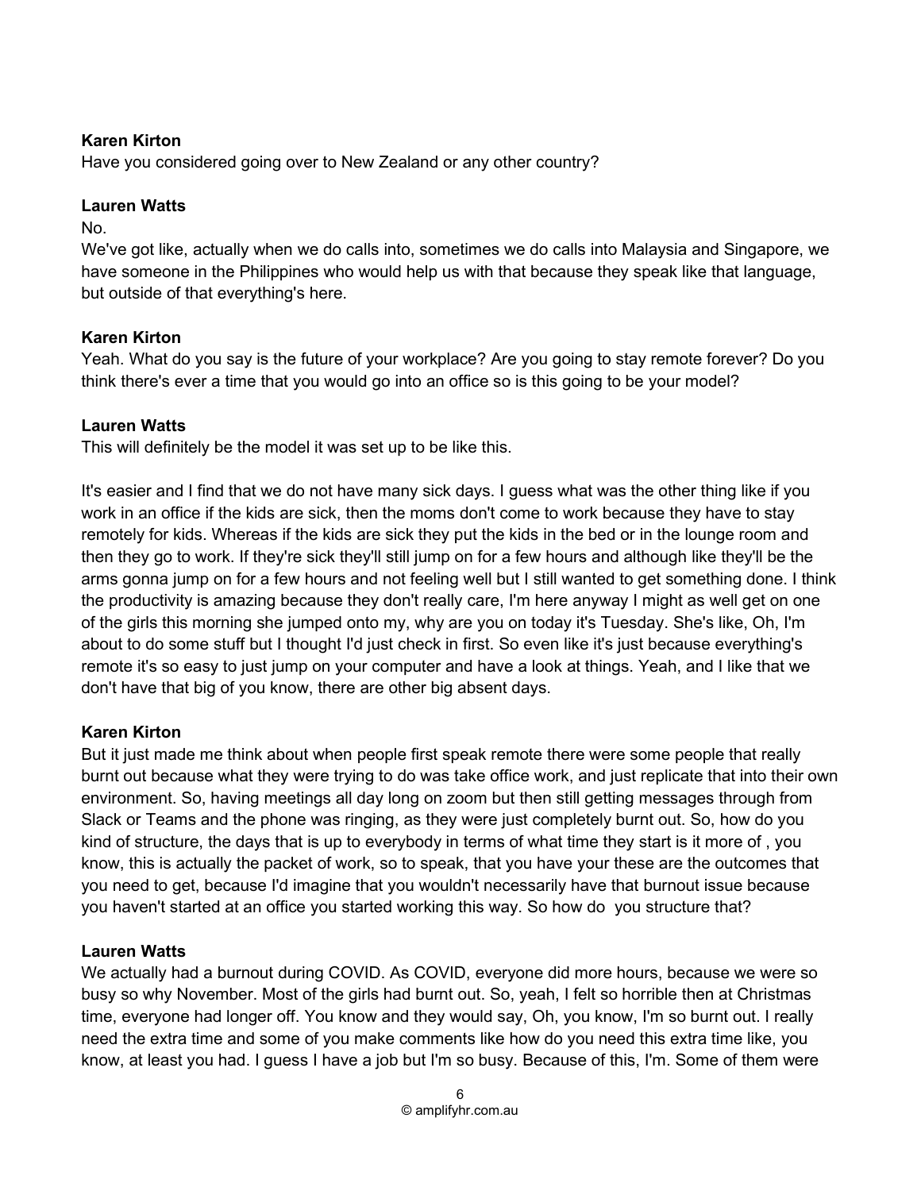**Karen Kirton**
Have you considered going over to New Zealand or any other country?

**Lauren Watts**
No.
We've got like, actually when we do calls into, sometimes we do calls into Malaysia and Singapore, we have someone in the Philippines who would help us with that because they speak like that language, but outside of that everything's here.

**Karen Kirton**
Yeah. What do you say is the future of your workplace? Are you going to stay remote forever? Do you think there's ever a time that you would go into an office so is this going to be your model?

**Lauren Watts**
This will definitely be the model it was set up to be like this.

It's easier and I find that we do not have many sick days. I guess what was the other thing like if you work in an office if the kids are sick, then the moms don't come to work because they have to stay remotely for kids. Whereas if the kids are sick they put the kids in the bed or in the lounge room and then they go to work. If they're sick they'll still jump on for a few hours and although like they'll be the arms gonna jump on for a few hours and not feeling well but I still wanted to get something done. I think the productivity is amazing because they don't really care, I'm here anyway I might as well get on one of the girls this morning she jumped onto my, why are you on today it's Tuesday. She's like, Oh, I'm about to do some stuff but I thought I'd just check in first. So even like it's just because everything's remote it's so easy to just jump on your computer and have a look at things. Yeah, and I like that we don't have that big of you know, there are other big absent days.

**Karen Kirton**
But it just made me think about when people first speak remote there were some people that really burnt out because what they were trying to do was take office work, and just replicate that into their own environment. So, having meetings all day long on zoom but then still getting messages through from Slack or Teams and the phone was ringing, as they were just completely burnt out. So, how do you kind of structure, the days that is up to everybody in terms of what time they start is it more of , you know, this is actually the packet of work, so to speak, that you have your these are the outcomes that you need to get, because I'd imagine that you wouldn't necessarily have that burnout issue because you haven't started at an office you started working this way. So how do you structure that?

**Lauren Watts**
We actually had a burnout during COVID. As COVID, everyone did more hours, because we were so busy so why November. Most of the girls had burnt out. So, yeah, I felt so horrible then at Christmas time, everyone had longer off. You know and they would say, Oh, you know, I'm so burnt out. I really need the extra time and some of you make comments like how do you need this extra time like, you know, at least you had. I guess I have a job but I'm so busy. Because of this, I'm. Some of them were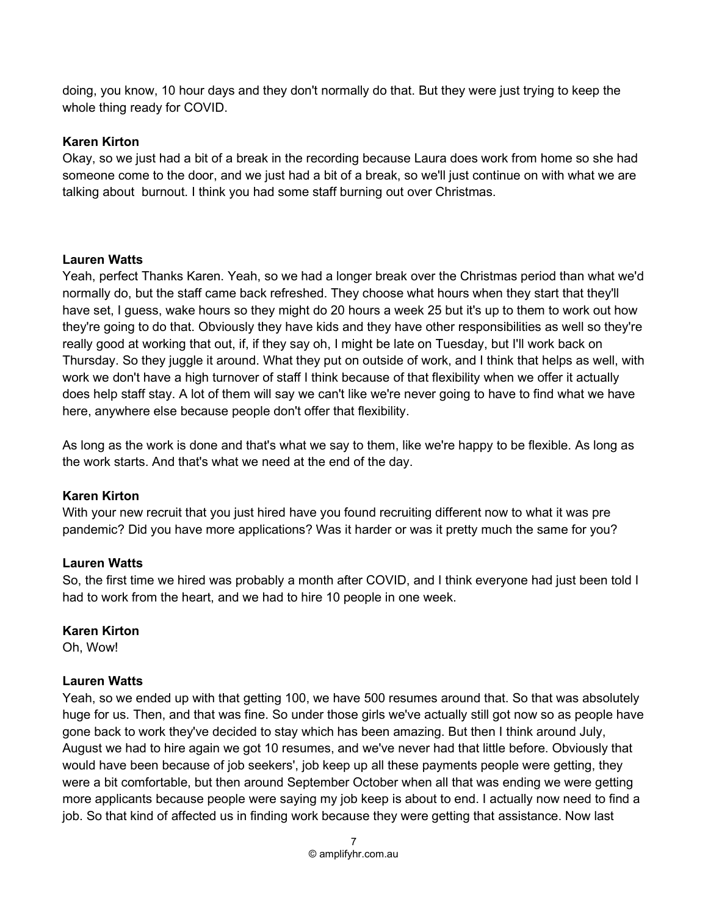doing, you know, 10 hour days and they don't normally do that. But they were just trying to keep the whole thing ready for COVID.

**Karen Kirton**
Okay, so we just had a bit of a break in the recording because Laura does work from home so she had someone come to the door, and we just had a bit of a break, so we'll just continue on with what we are talking about  burnout. I think you had some staff burning out over Christmas.

**Lauren Watts**
Yeah, perfect Thanks Karen. Yeah, so we had a longer break over the Christmas period than what we'd normally do, but the staff came back refreshed. They choose what hours when they start that they'll have set, I guess, wake hours so they might do 20 hours a week 25 but it's up to them to work out how they're going to do that. Obviously they have kids and they have other responsibilities as well so they're really good at working that out, if, if they say oh, I might be late on Tuesday, but I'll work back on Thursday. So they juggle it around. What they put on outside of work, and I think that helps as well, with work we don't have a high turnover of staff I think because of that flexibility when we offer it actually does help staff stay. A lot of them will say we can't like we're never going to have to find what we have here, anywhere else because people don't offer that flexibility.

As long as the work is done and that's what we say to them, like we're happy to be flexible. As long as the work starts. And that's what we need at the end of the day.

**Karen Kirton**
With your new recruit that you just hired have you found recruiting different now to what it was pre pandemic? Did you have more applications? Was it harder or was it pretty much the same for you?

**Lauren Watts**
So, the first time we hired was probably a month after COVID, and I think everyone had just been told I had to work from the heart, and we had to hire 10 people in one week.

**Karen Kirton**
Oh, Wow!

**Lauren Watts**
Yeah, so we ended up with that getting 100, we have 500 resumes around that. So that was absolutely huge for us. Then, and that was fine. So under those girls we've actually still got now so as people have gone back to work they've decided to stay which has been amazing. But then I think around July, August we had to hire again we got 10 resumes, and we've never had that little before. Obviously that would have been because of job seekers', job keep up all these payments people were getting, they were a bit comfortable, but then around September October when all that was ending we were getting more applicants because people were saying my job keep is about to end. I actually now need to find a job. So that kind of affected us in finding work because they were getting that assistance. Now last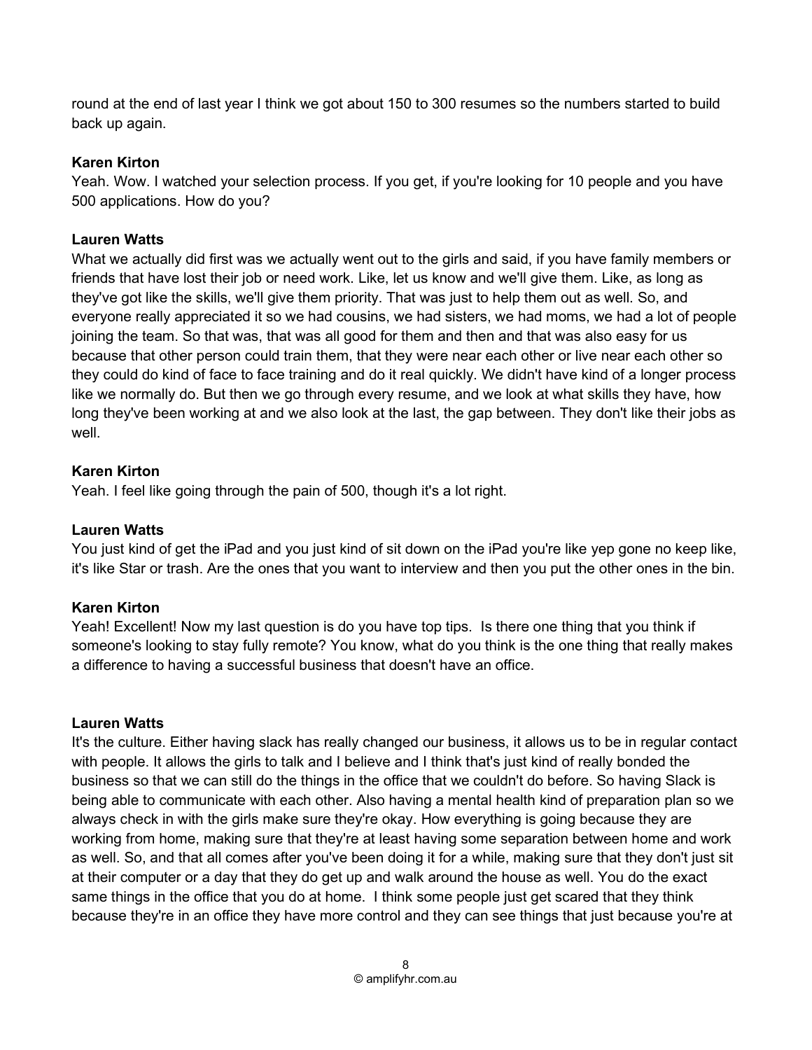round at the end of last year I think we got about 150 to 300 resumes so the numbers started to build back up again.

**Karen Kirton**
Yeah. Wow. I watched your selection process. If you get, if you're looking for 10 people and you have 500 applications. How do you?

**Lauren Watts**
What we actually did first was we actually went out to the girls and said, if you have family members or friends that have lost their job or need work. Like, let us know and we'll give them. Like, as long as they've got like the skills, we'll give them priority. That was just to help them out as well. So, and everyone really appreciated it so we had cousins, we had sisters, we had moms, we had a lot of people joining the team. So that was, that was all good for them and then and that was also easy for us because that other person could train them, that they were near each other or live near each other so they could do kind of face to face training and do it real quickly. We didn't have kind of a longer process like we normally do. But then we go through every resume, and we look at what skills they have, how long they've been working at and we also look at the last, the gap between. They don't like their jobs as well.

**Karen Kirton**
Yeah. I feel like going through the pain of 500, though it's a lot right.

**Lauren Watts**
You just kind of get the iPad and you just kind of sit down on the iPad you're like yep gone no keep like, it's like Star or trash. Are the ones that you want to interview and then you put the other ones in the bin.

**Karen Kirton**
Yeah! Excellent! Now my last question is do you have top tips. Is there one thing that you think if someone's looking to stay fully remote? You know, what do you think is the one thing that really makes a difference to having a successful business that doesn't have an office.

**Lauren Watts**
It's the culture. Either having slack has really changed our business, it allows us to be in regular contact with people. It allows the girls to talk and I believe and I think that's just kind of really bonded the business so that we can still do the things in the office that we couldn't do before. So having Slack is being able to communicate with each other. Also having a mental health kind of preparation plan so we always check in with the girls make sure they're okay. How everything is going because they are working from home, making sure that they're at least having some separation between home and work as well. So, and that all comes after you've been doing it for a while, making sure that they don't just sit at their computer or a day that they do get up and walk around the house as well. You do the exact same things in the office that you do at home. I think some people just get scared that they think because they're in an office they have more control and they can see things that just because you're at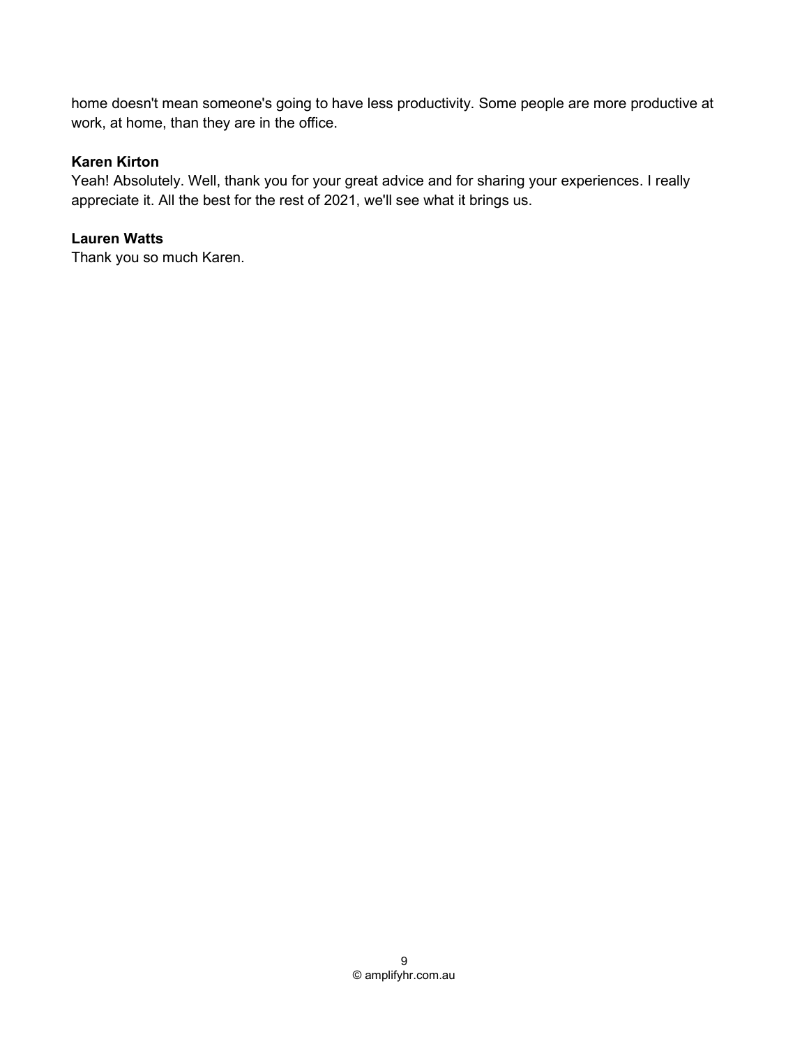home doesn't mean someone's going to have less productivity. Some people are more productive at work, at home, than they are in the office.

**Karen Kirton**
Yeah! Absolutely. Well, thank you for your great advice and for sharing your experiences. I really appreciate it. All the best for the rest of 2021, we'll see what it brings us.

**Lauren Watts**
Thank you so much Karen.